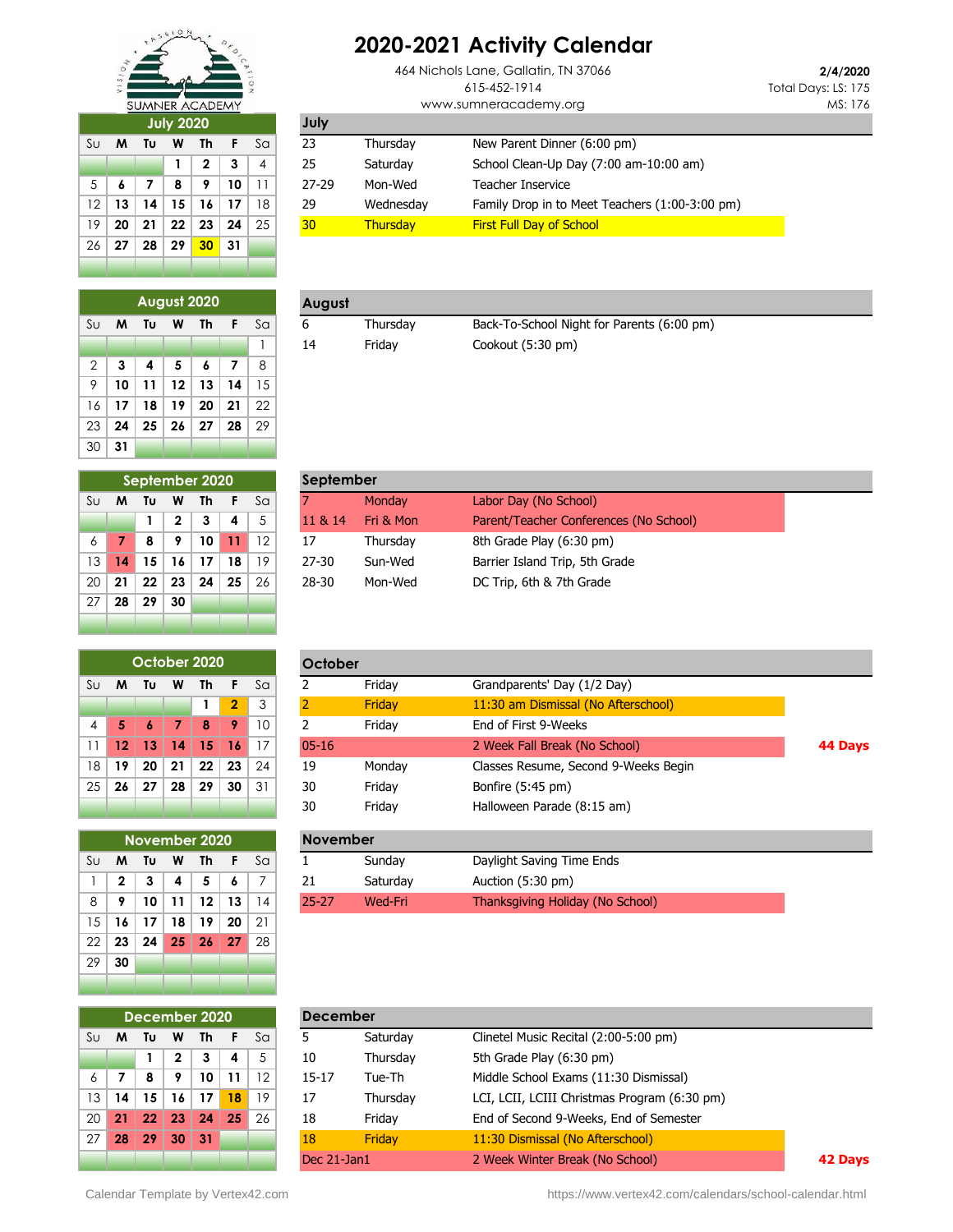SUMNER ACADEMY

# 2020-2021 Activity Calendar

464 Nichols Lane, Gallatin, TN 37066
615-452-1914
www.sumneracademy.org

**2/4/2020**
Total Days: LS: 175
MS: 176

## July 2020

| Su | M | Tu | W | Th | F | Sa |
|---|---|---|---|---|---|---|
| | | | 1 | 2 | 3 | 4 |
| 5 | 6 | 7 | 8 | 9 | 10 | 11 |
| 12 | 13 | 14 | 15 | 16 | 17 | 18 |
| 19 | 20 | 21 | 22 | 23 | 24 | 25 |
| 26 | 27 | 28 | 29 | 30 | 31 | |

### July

| Date | Day | Event |
|---|---|---|
| 23 | Thursday | New Parent Dinner (6:00 pm) |
| 25 | Saturday | School Clean-Up Day (7:00 am-10:00 am) |
| 27-29 | Mon-Wed | Teacher Inservice |
| 29 | Wednesday | Family Drop in to Meet Teachers (1:00-3:00 pm) |
| 30 | Thursday | First Full Day of School |

## August 2020

| Su | M | Tu | W | Th | F | Sa |
|---|---|---|---|---|---|---|
| | | | | | | 1 |
| 2 | 3 | 4 | 5 | 6 | 7 | 8 |
| 9 | 10 | 11 | 12 | 13 | 14 | 15 |
| 16 | 17 | 18 | 19 | 20 | 21 | 22 |
| 23 | 24 | 25 | 26 | 27 | 28 | 29 |
| 30 | 31 | | | | | |

### August

| Date | Day | Event |
|---|---|---|
| 6 | Thursday | Back-To-School Night for Parents (6:00 pm) |
| 14 | Friday | Cookout (5:30 pm) |

## September 2020

| Su | M | Tu | W | Th | F | Sa |
|---|---|---|---|---|---|---|
| | | 1 | 2 | 3 | 4 | 5 |
| 6 | 7 | 8 | 9 | 10 | 11 | 12 |
| 13 | 14 | 15 | 16 | 17 | 18 | 19 |
| 20 | 21 | 22 | 23 | 24 | 25 | 26 |
| 27 | 28 | 29 | 30 | | | |

### September

| Date | Day | Event |
|---|---|---|
| 7 | Monday | Labor Day (No School) |
| 11 & 14 | Fri & Mon | Parent/Teacher Conferences (No School) |
| 17 | Thursday | 8th Grade Play (6:30 pm) |
| 27-30 | Sun-Wed | Barrier Island Trip, 5th Grade |
| 28-30 | Mon-Wed | DC Trip, 6th & 7th Grade |

## October 2020

| Su | M | Tu | W | Th | F | Sa |
|---|---|---|---|---|---|---|
| | | | | 1 | 2 | 3 |
| 4 | 5 | 6 | 7 | 8 | 9 | 10 |
| 11 | 12 | 13 | 14 | 15 | 16 | 17 |
| 18 | 19 | 20 | 21 | 22 | 23 | 24 |
| 25 | 26 | 27 | 28 | 29 | 30 | 31 |

### October

| Date | Day | Event | |
|---|---|---|---|
| 2 | Friday | Grandparents' Day (1/2 Day) | |
| 2 | Friday | 11:30 am Dismissal (No Afterschool) | |
| 2 | Friday | End of First 9-Weeks | |
| 05-16 | | 2 Week Fall Break (No School) | **44 Days** |
| 19 | Monday | Classes Resume, Second 9-Weeks Begin | |
| 30 | Friday | Bonfire (5:45 pm) | |
| 30 | Friday | Halloween Parade (8:15 am) | |

## November 2020

| Su | M | Tu | W | Th | F | Sa |
|---|---|---|---|---|---|---|
| 1 | 2 | 3 | 4 | 5 | 6 | 7 |
| 8 | 9 | 10 | 11 | 12 | 13 | 14 |
| 15 | 16 | 17 | 18 | 19 | 20 | 21 |
| 22 | 23 | 24 | 25 | 26 | 27 | 28 |
| 29 | 30 | | | | | |

### November

| Date | Day | Event |
|---|---|---|
| 1 | Sunday | Daylight Saving Time Ends |
| 21 | Saturday | Auction (5:30 pm) |
| 25-27 | Wed-Fri | Thanksgiving Holiday (No School) |

## December 2020

| Su | M | Tu | W | Th | F | Sa |
|---|---|---|---|---|---|---|
| | | 1 | 2 | 3 | 4 | 5 |
| 6 | 7 | 8 | 9 | 10 | 11 | 12 |
| 13 | 14 | 15 | 16 | 17 | 18 | 19 |
| 20 | 21 | 22 | 23 | 24 | 25 | 26 |
| 27 | 28 | 29 | 30 | 31 | | |

### December

| Date | Day | Event | |
|---|---|---|---|
| 5 | Saturday | Clinetel Music Recital (2:00-5:00 pm) | |
| 10 | Thursday | 5th Grade Play (6:30 pm) | |
| 15-17 | Tue-Th | Middle School Exams (11:30 Dismissal) | |
| 17 | Thursday | LCI, LCII, LCIII Christmas Program (6:30 pm) | |
| 18 | Friday | End of Second 9-Weeks, End of Semester | |
| 18 | Friday | 11:30 Dismissal (No Afterschool) | |
| Dec 21-Jan1 | | 2 Week Winter Break (No School) | **42 Days** |

Calendar Template by Vertex42.com — https://www.vertex42.com/calendars/school-calendar.html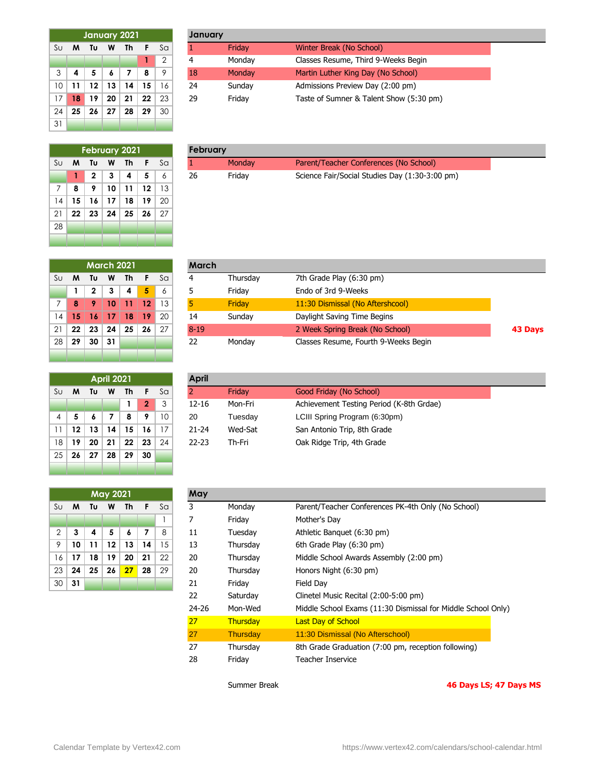## January 2021

| Su | M | Tu | W | Th | F | Sa |
|---|---|---|---|---|---|---|
| | | | | | 1 | 2 |
| 3 | 4 | 5 | 6 | 7 | 8 | 9 |
| 10 | 11 | 12 | 13 | 14 | 15 | 16 |
| 17 | 18 | 19 | 20 | 21 | 22 | 23 |
| 24 | 25 | 26 | 27 | 28 | 29 | 30 |
| 31 | | | | | | |

### January

| | | | |
|---|---|---|---|
| 1 | Friday | Winter Break (No School) | |
| 4 | Monday | Classes Resume, Third 9-Weeks Begin | |
| 18 | Monday | Martin Luther King Day (No School) | |
| 24 | Sunday | Admissions Preview Day (2:00 pm) | |
| 29 | Friday | Taste of Sumner & Talent Show (5:30 pm) | |

## February 2021

| Su | M | Tu | W | Th | F | Sa |
|---|---|---|---|---|---|---|
| | 1 | 2 | 3 | 4 | 5 | 6 |
| 7 | 8 | 9 | 10 | 11 | 12 | 13 |
| 14 | 15 | 16 | 17 | 18 | 19 | 20 |
| 21 | 22 | 23 | 24 | 25 | 26 | 27 |
| 28 | | | | | | |

### February

| | | | |
|---|---|---|---|
| 1 | Monday | Parent/Teacher Conferences (No School) | |
| 26 | Friday | Science Fair/Social Studies Day (1:30-3:00 pm) | |

## March 2021

| Su | M | Tu | W | Th | F | Sa |
|---|---|---|---|---|---|---|
| | 1 | 2 | 3 | 4 | 5 | 6 |
| 7 | 8 | 9 | 10 | 11 | 12 | 13 |
| 14 | 15 | 16 | 17 | 18 | 19 | 20 |
| 21 | 22 | 23 | 24 | 25 | 26 | 27 |
| 28 | 29 | 30 | 31 | | | |

### March

| | | | |
|---|---|---|---|
| 4 | Thursday | 7th Grade Play (6:30 pm) | |
| 5 | Friday | Endo of 3rd 9-Weeks | |
| 5 | Friday | 11:30 Dismissal (No Aftershcool) | |
| 14 | Sunday | Daylight Saving Time Begins | |
| 8-19 | | 2 Week Spring Break (No School) | **43 Days** |
| 22 | Monday | Classes Resume, Fourth 9-Weeks Begin | |

## April 2021

| Su | M | Tu | W | Th | F | Sa |
|---|---|---|---|---|---|---|
| | | | | 1 | 2 | 3 |
| 4 | 5 | 6 | 7 | 8 | 9 | 10 |
| 11 | 12 | 13 | 14 | 15 | 16 | 17 |
| 18 | 19 | 20 | 21 | 22 | 23 | 24 |
| 25 | 26 | 27 | 28 | 29 | 30 | |

### April

| | | | |
|---|---|---|---|
| 2 | Friday | Good Friday (No School) | |
| 12-16 | Mon-Fri | Achievement Testing Period (K-8th Grdae) | |
| 20 | Tuesday | LCIII Spring Program (6:30pm) | |
| 21-24 | Wed-Sat | San Antonio Trip, 8th Grade | |
| 22-23 | Th-Fri | Oak Ridge Trip, 4th Grade | |

## May 2021

| Su | M | Tu | W | Th | F | Sa |
|---|---|---|---|---|---|---|
| | | | | | | 1 |
| 2 | 3 | 4 | 5 | 6 | 7 | 8 |
| 9 | 10 | 11 | 12 | 13 | 14 | 15 |
| 16 | 17 | 18 | 19 | 20 | 21 | 22 |
| 23 | 24 | 25 | 26 | 27 | 28 | 29 |
| 30 | 31 | | | | | |

### May

| | | | |
|---|---|---|---|
| 3 | Monday | Parent/Teacher Conferences PK-4th Only (No School) | |
| 7 | Friday | Mother's Day | |
| 11 | Tuesday | Athletic Banquet (6:30 pm) | |
| 13 | Thursday | 6th Grade Play (6:30 pm) | |
| 20 | Thursday | Middle School Awards Assembly (2:00 pm) | |
| 20 | Thursday | Honors Night (6:30 pm) | |
| 21 | Friday | Field Day | |
| 22 | Saturday | Clinetel Music Recital (2:00-5:00 pm) | |
| 24-26 | Mon-Wed | Middle School Exams (11:30 Dismissal for Middle School Only) | |
| 27 | Thursday | Last Day of School | |
| 27 | Thursday | 11:30 Dismissal (No Afterschool) | |
| 27 | Thursday | 8th Grade Graduation (7:00 pm, reception following) | |
| 28 | Friday | Teacher Inservice | |
| | Summer Break | | **46 Days LS; 47 Days MS** |

Calendar Template by Vertex42.com

https://www.vertex42.com/calendars/school-calendar.html